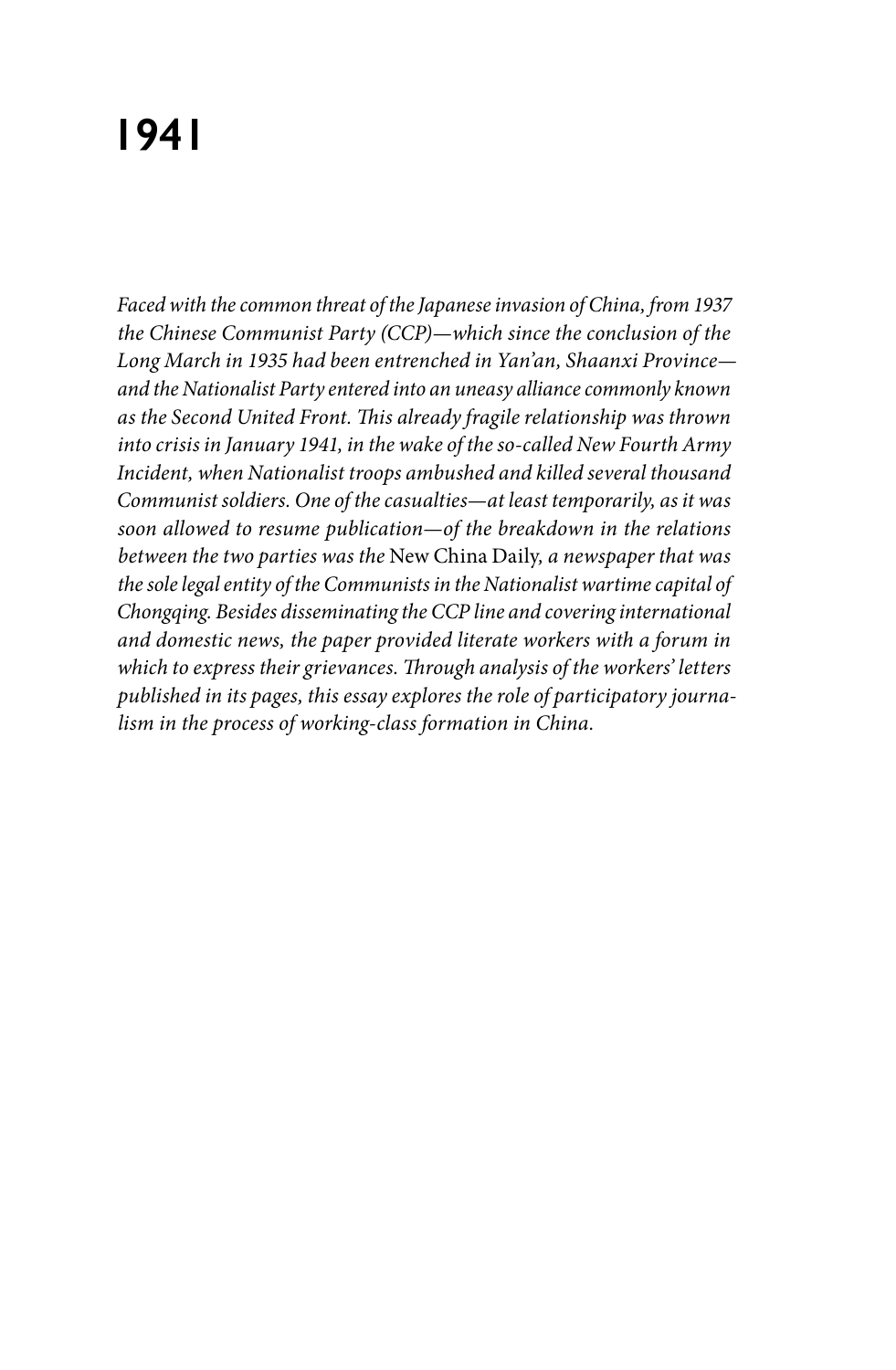# 1941

*Faced with the common threat of the Japanese invasion of China, from 1937 the Chinese Communist Party (CCP)—which since the conclusion of the Long March in 1935 had been entrenched in Yan'an, Shaanxi Province—and the Nationalist Party entered into an uneasy alliance commonly known as the Second United Front. This already fragile relationship was thrown into crisis in January 1941, in the wake of the so-called New Fourth Army Incident, when Nationalist troops ambushed and killed several thousand Communist soldiers. One of the casualties—at least temporarily, as it was soon allowed to resume publication—of the breakdown in the relations between the two parties was the* New China Daily, *a newspaper that was the sole legal entity of the Communists in the Nationalist wartime capital of Chongqing. Besides disseminating the CCP line and covering international and domestic news, the paper provided literate workers with a forum in which to express their grievances. Through analysis of the workers' letters published in its pages, this essay explores the role of participatory journalism in the process of working-class formation in China.*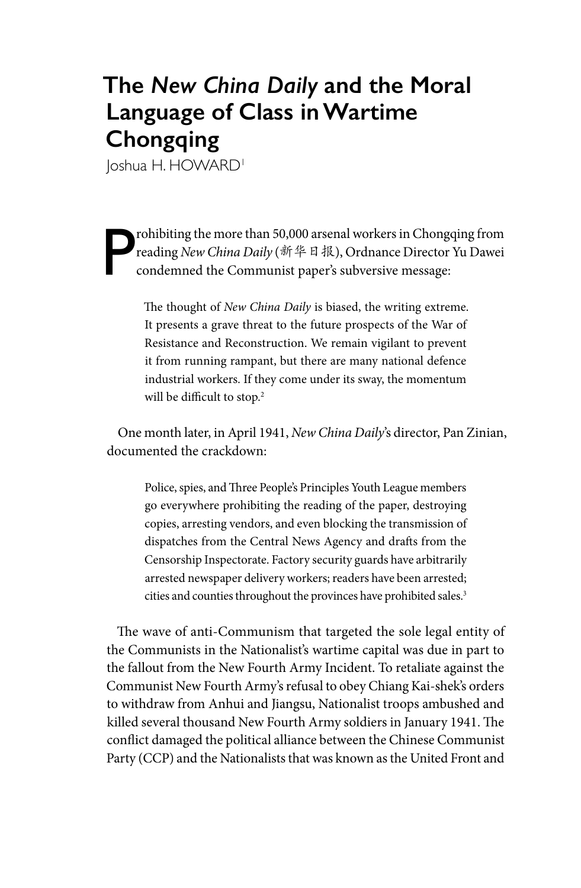# The *New China Daily* and the Moral Language of Class in Wartime Chongqing

Joshua H. HOWARD[1]

Prohibiting the more than 50,000 arsenal workers in Chongqing from reading *New China Daily* (新华日报), Ordnance Director Yu Dawei condemned the Communist paper's subversive message:

> The thought of *New China Daily* is biased, the writing extreme. It presents a grave threat to the future prospects of the War of Resistance and Reconstruction. We remain vigilant to prevent it from running rampant, but there are many national defence industrial workers. If they come under its sway, the momentum will be difficult to stop.[2]

One month later, in April 1941, *New China Daily*'s director, Pan Zinian, documented the crackdown:

> Police, spies, and Three People's Principles Youth League members go everywhere prohibiting the reading of the paper, destroying copies, arresting vendors, and even blocking the transmission of dispatches from the Central News Agency and drafts from the Censorship Inspectorate. Factory security guards have arbitrarily arrested newspaper delivery workers; readers have been arrested; cities and counties throughout the provinces have prohibited sales.[3]

The wave of anti-Communism that targeted the sole legal entity of the Communists in the Nationalist's wartime capital was due in part to the fallout from the New Fourth Army Incident. To retaliate against the Communist New Fourth Army's refusal to obey Chiang Kai-shek's orders to withdraw from Anhui and Jiangsu, Nationalist troops ambushed and killed several thousand New Fourth Army soldiers in January 1941. The conflict damaged the political alliance between the Chinese Communist Party (CCP) and the Nationalists that was known as the United Front and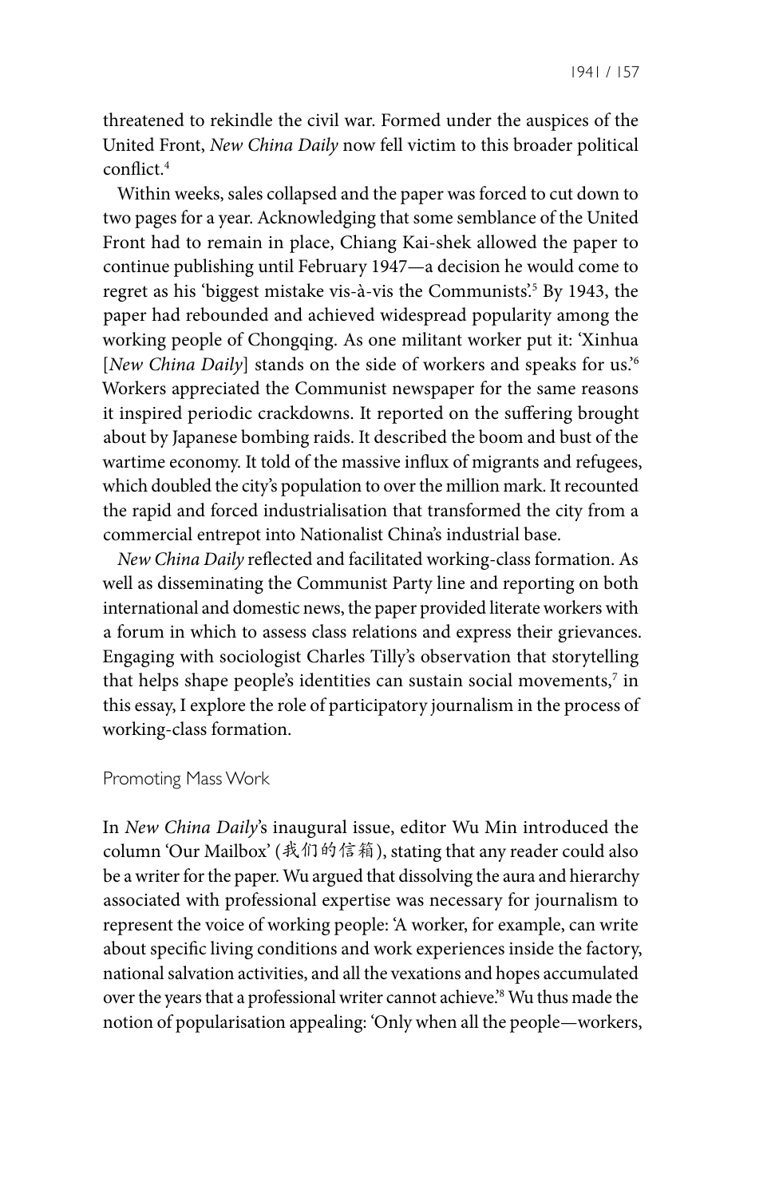threatened to rekindle the civil war. Formed under the auspices of the United Front, *New China Daily* now fell victim to this broader political conflict.[4]

Within weeks, sales collapsed and the paper was forced to cut down to two pages for a year. Acknowledging that some semblance of the United Front had to remain in place, Chiang Kai-shek allowed the paper to continue publishing until February 1947—a decision he would come to regret as his 'biggest mistake vis-à-vis the Communists'.[5] By 1943, the paper had rebounded and achieved widespread popularity among the working people of Chongqing. As one militant worker put it: 'Xinhua [*New China Daily*] stands on the side of workers and speaks for us.'[6] Workers appreciated the Communist newspaper for the same reasons it inspired periodic crackdowns. It reported on the suffering brought about by Japanese bombing raids. It described the boom and bust of the wartime economy. It told of the massive influx of migrants and refugees, which doubled the city's population to over the million mark. It recounted the rapid and forced industrialisation that transformed the city from a commercial entrepot into Nationalist China's industrial base.

*New China Daily* reflected and facilitated working-class formation. As well as disseminating the Communist Party line and reporting on both international and domestic news, the paper provided literate workers with a forum in which to assess class relations and express their grievances. Engaging with sociologist Charles Tilly's observation that storytelling that helps shape people's identities can sustain social movements,[7] in this essay, I explore the role of participatory journalism in the process of working-class formation.

## Promoting Mass Work

In *New China Daily*'s inaugural issue, editor Wu Min introduced the column 'Our Mailbox' (我们的信箱), stating that any reader could also be a writer for the paper. Wu argued that dissolving the aura and hierarchy associated with professional expertise was necessary for journalism to represent the voice of working people: 'A worker, for example, can write about specific living conditions and work experiences inside the factory, national salvation activities, and all the vexations and hopes accumulated over the years that a professional writer cannot achieve.'[8] Wu thus made the notion of popularisation appealing: 'Only when all the people—workers,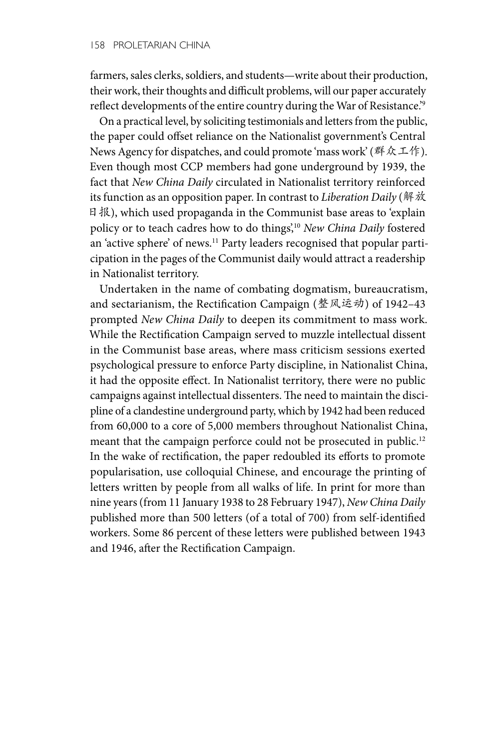farmers, sales clerks, soldiers, and students—write about their production, their work, their thoughts and difficult problems, will our paper accurately reflect developments of the entire country during the War of Resistance.'[9]

On a practical level, by soliciting testimonials and letters from the public, the paper could offset reliance on the Nationalist government's Central News Agency for dispatches, and could promote 'mass work' (群众工作). Even though most CCP members had gone underground by 1939, the fact that *New China Daily* circulated in Nationalist territory reinforced its function as an opposition paper. In contrast to *Liberation Daily* (解放日报), which used propaganda in the Communist base areas to 'explain policy or to teach cadres how to do things',[10] *New China Daily* fostered an 'active sphere' of news.[11] Party leaders recognised that popular participation in the pages of the Communist daily would attract a readership in Nationalist territory.

Undertaken in the name of combating dogmatism, bureaucratism, and sectarianism, the Rectification Campaign (整风运动) of 1942–43 prompted *New China Daily* to deepen its commitment to mass work. While the Rectification Campaign served to muzzle intellectual dissent in the Communist base areas, where mass criticism sessions exerted psychological pressure to enforce Party discipline, in Nationalist China, it had the opposite effect. In Nationalist territory, there were no public campaigns against intellectual dissenters. The need to maintain the discipline of a clandestine underground party, which by 1942 had been reduced from 60,000 to a core of 5,000 members throughout Nationalist China, meant that the campaign perforce could not be prosecuted in public.[12] In the wake of rectification, the paper redoubled its efforts to promote popularisation, use colloquial Chinese, and encourage the printing of letters written by people from all walks of life. In print for more than nine years (from 11 January 1938 to 28 February 1947), *New China Daily* published more than 500 letters (of a total of 700) from self-identified workers. Some 86 percent of these letters were published between 1943 and 1946, after the Rectification Campaign.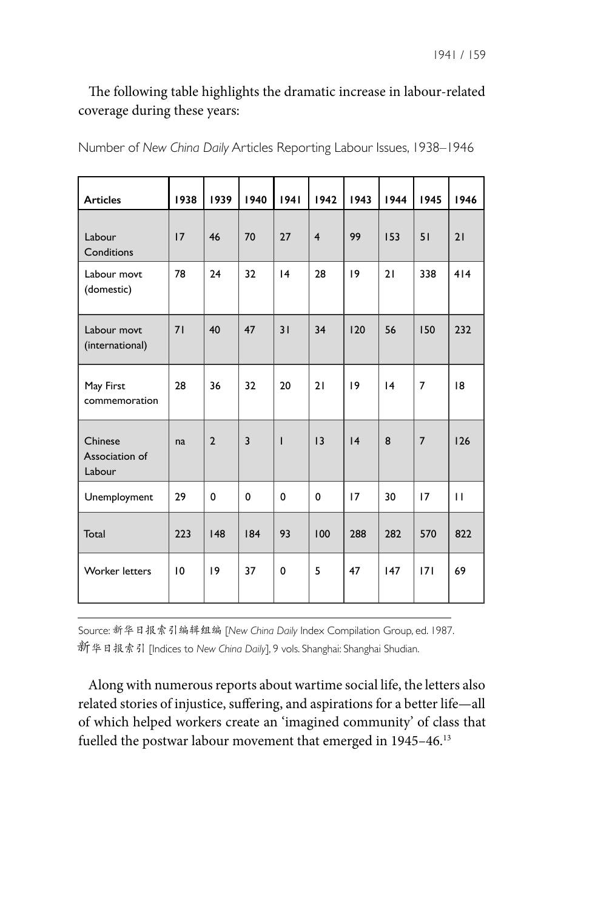The following table highlights the dramatic increase in labour-related coverage during these years:

Number of *New China Daily* Articles Reporting Labour Issues, 1938–1946

| Articles | 1938 | 1939 | 1940 | 1941 | 1942 | 1943 | 1944 | 1945 | 1946 |
|---|---|---|---|---|---|---|---|---|---|
| Labour Conditions | 17 | 46 | 70 | 27 | 4 | 99 | 153 | 51 | 21 |
| Labour movt (domestic) | 78 | 24 | 32 | 14 | 28 | 19 | 21 | 338 | 414 |
| Labour movt (international) | 71 | 40 | 47 | 31 | 34 | 120 | 56 | 150 | 232 |
| May First commemoration | 28 | 36 | 32 | 20 | 21 | 19 | 14 | 7 | 18 |
| Chinese Association of Labour | na | 2 | 3 | 1 | 13 | 14 | 8 | 7 | 126 |
| Unemployment | 29 | 0 | 0 | 0 | 0 | 17 | 30 | 17 | 11 |
| Total | 223 | 148 | 184 | 93 | 100 | 288 | 282 | 570 | 822 |
| Worker letters | 10 | 19 | 37 | 0 | 5 | 47 | 147 | 171 | 69 |

Source: 新华日报索引编辑组编 [*New China Daily* Index Compilation Group, ed. 1987. 新华日报索引 [Indices to *New China Daily*], 9 vols. Shanghai: Shanghai Shudian.

Along with numerous reports about wartime social life, the letters also related stories of injustice, suffering, and aspirations for a better life—all of which helped workers create an 'imagined community' of class that fuelled the postwar labour movement that emerged in 1945–46.[13]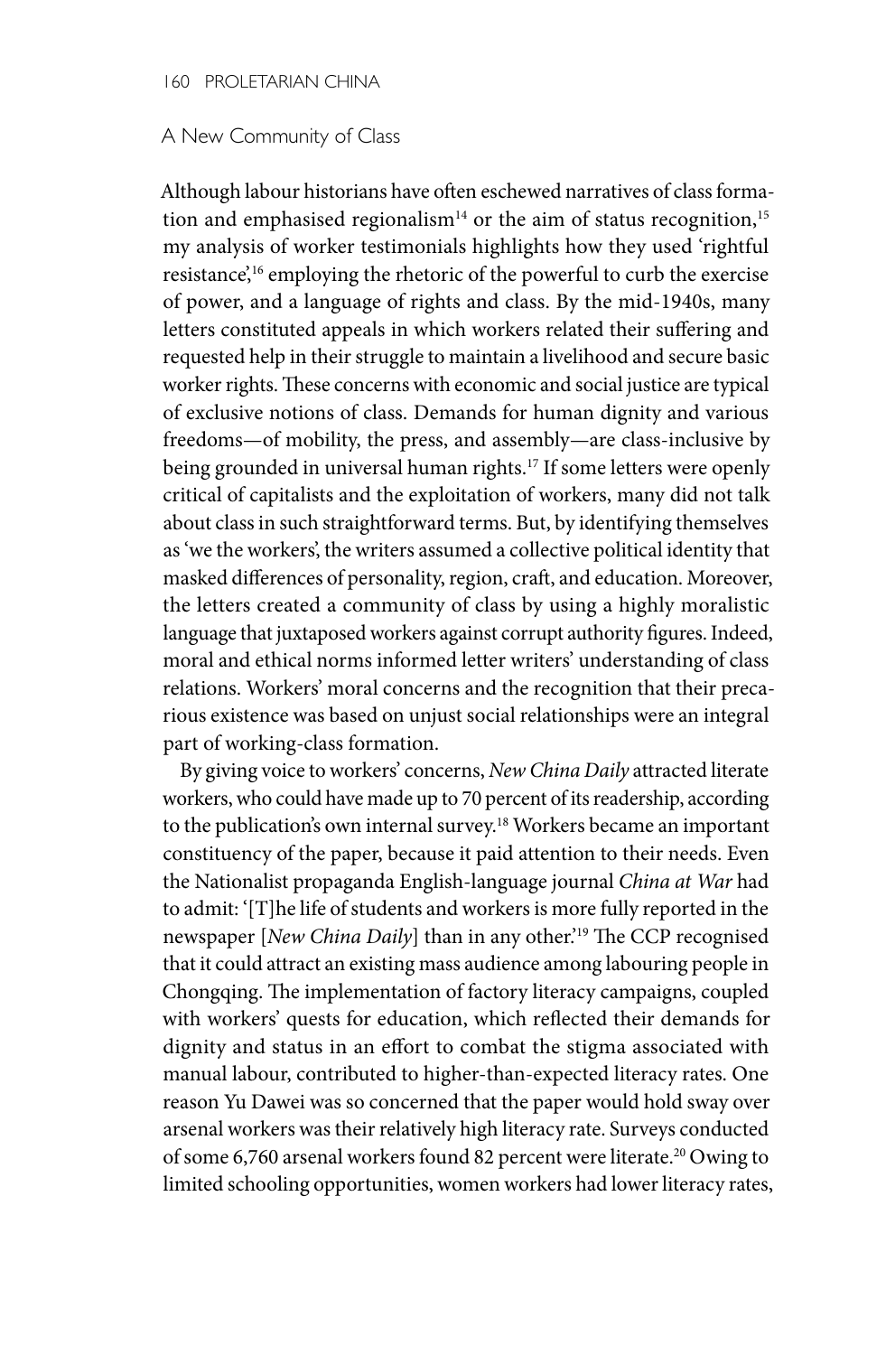## A New Community of Class

Although labour historians have often eschewed narratives of class formation and emphasised regionalism[14] or the aim of status recognition,[15] my analysis of worker testimonials highlights how they used 'rightful resistance',[16] employing the rhetoric of the powerful to curb the exercise of power, and a language of rights and class. By the mid-1940s, many letters constituted appeals in which workers related their suffering and requested help in their struggle to maintain a livelihood and secure basic worker rights. These concerns with economic and social justice are typical of exclusive notions of class. Demands for human dignity and various freedoms—of mobility, the press, and assembly—are class-inclusive by being grounded in universal human rights.[17] If some letters were openly critical of capitalists and the exploitation of workers, many did not talk about class in such straightforward terms. But, by identifying themselves as 'we the workers', the writers assumed a collective political identity that masked differences of personality, region, craft, and education. Moreover, the letters created a community of class by using a highly moralistic language that juxtaposed workers against corrupt authority figures. Indeed, moral and ethical norms informed letter writers' understanding of class relations. Workers' moral concerns and the recognition that their precarious existence was based on unjust social relationships were an integral part of working-class formation.

By giving voice to workers' concerns, *New China Daily* attracted literate workers, who could have made up to 70 percent of its readership, according to the publication's own internal survey.[18] Workers became an important constituency of the paper, because it paid attention to their needs. Even the Nationalist propaganda English-language journal *China at War* had to admit: '[T]he life of students and workers is more fully reported in the newspaper [*New China Daily*] than in any other.'[19] The CCP recognised that it could attract an existing mass audience among labouring people in Chongqing. The implementation of factory literacy campaigns, coupled with workers' quests for education, which reflected their demands for dignity and status in an effort to combat the stigma associated with manual labour, contributed to higher-than-expected literacy rates. One reason Yu Dawei was so concerned that the paper would hold sway over arsenal workers was their relatively high literacy rate. Surveys conducted of some 6,760 arsenal workers found 82 percent were literate.[20] Owing to limited schooling opportunities, women workers had lower literacy rates,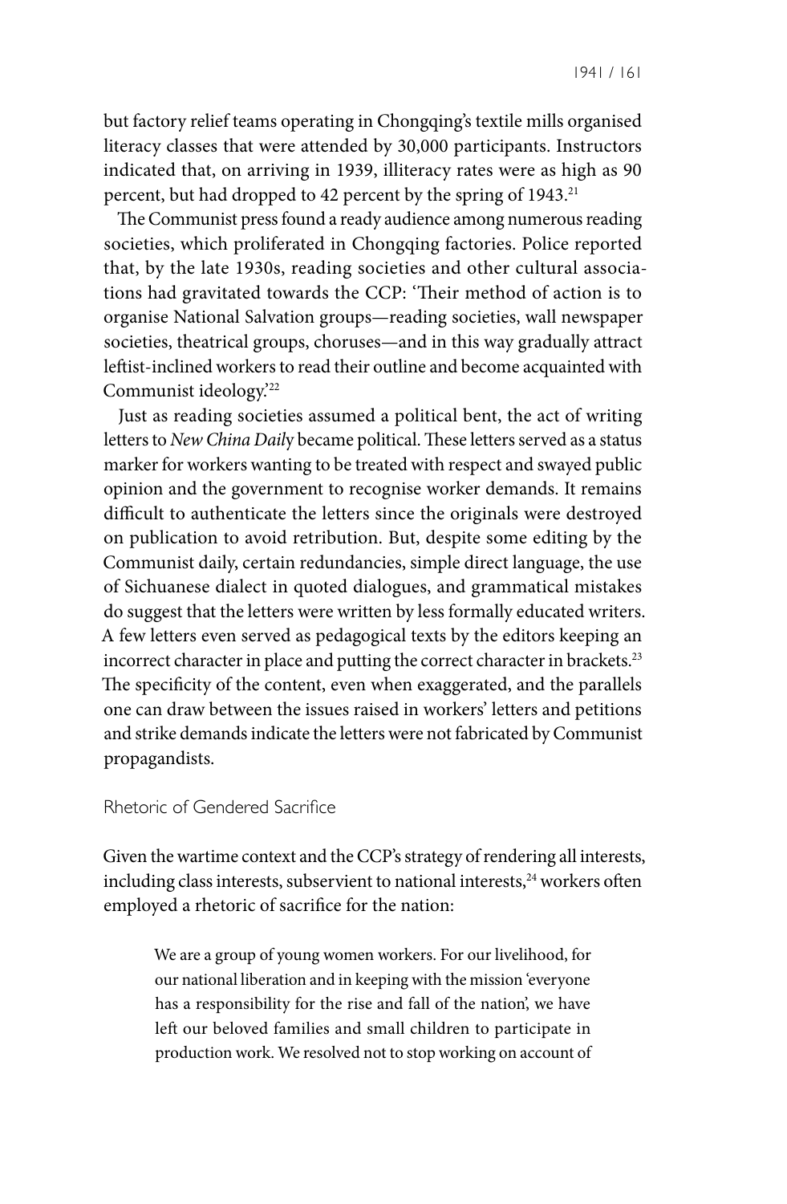but factory relief teams operating in Chongqing's textile mills organised literacy classes that were attended by 30,000 participants. Instructors indicated that, on arriving in 1939, illiteracy rates were as high as 90 percent, but had dropped to 42 percent by the spring of 1943.[21]

The Communist press found a ready audience among numerous reading societies, which proliferated in Chongqing factories. Police reported that, by the late 1930s, reading societies and other cultural associations had gravitated towards the CCP: 'Their method of action is to organise National Salvation groups—reading societies, wall newspaper societies, theatrical groups, choruses—and in this way gradually attract leftist-inclined workers to read their outline and become acquainted with Communist ideology.'[22]

Just as reading societies assumed a political bent, the act of writing letters to *New China Daily* became political. These letters served as a status marker for workers wanting to be treated with respect and swayed public opinion and the government to recognise worker demands. It remains difficult to authenticate the letters since the originals were destroyed on publication to avoid retribution. But, despite some editing by the Communist daily, certain redundancies, simple direct language, the use of Sichuanese dialect in quoted dialogues, and grammatical mistakes do suggest that the letters were written by less formally educated writers. A few letters even served as pedagogical texts by the editors keeping an incorrect character in place and putting the correct character in brackets.[23] The specificity of the content, even when exaggerated, and the parallels one can draw between the issues raised in workers' letters and petitions and strike demands indicate the letters were not fabricated by Communist propagandists.

## Rhetoric of Gendered Sacrifice

Given the wartime context and the CCP's strategy of rendering all interests, including class interests, subservient to national interests,[24] workers often employed a rhetoric of sacrifice for the nation:

> We are a group of young women workers. For our livelihood, for our national liberation and in keeping with the mission 'everyone has a responsibility for the rise and fall of the nation', we have left our beloved families and small children to participate in production work. We resolved not to stop working on account of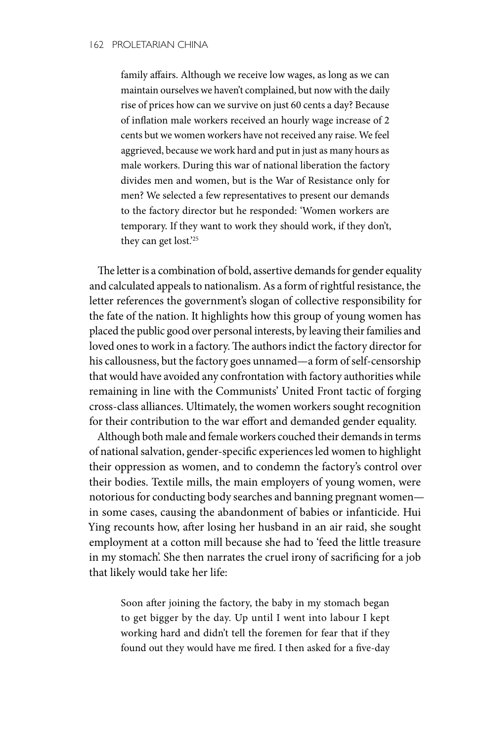> family affairs. Although we receive low wages, as long as we can maintain ourselves we haven't complained, but now with the daily rise of prices how can we survive on just 60 cents a day? Because of inflation male workers received an hourly wage increase of 2 cents but we women workers have not received any raise. We feel aggrieved, because we work hard and put in just as many hours as male workers. During this war of national liberation the factory divides men and women, but is the War of Resistance only for men? We selected a few representatives to present our demands to the factory director but he responded: 'Women workers are temporary. If they want to work they should work, if they don't, they can get lost.'[25]

The letter is a combination of bold, assertive demands for gender equality and calculated appeals to nationalism. As a form of rightful resistance, the letter references the government's slogan of collective responsibility for the fate of the nation. It highlights how this group of young women has placed the public good over personal interests, by leaving their families and loved ones to work in a factory. The authors indict the factory director for his callousness, but the factory goes unnamed—a form of self-censorship that would have avoided any confrontation with factory authorities while remaining in line with the Communists' United Front tactic of forging cross-class alliances. Ultimately, the women workers sought recognition for their contribution to the war effort and demanded gender equality.

Although both male and female workers couched their demands in terms of national salvation, gender-specific experiences led women to highlight their oppression as women, and to condemn the factory's control over their bodies. Textile mills, the main employers of young women, were notorious for conducting body searches and banning pregnant women—in some cases, causing the abandonment of babies or infanticide. Hui Ying recounts how, after losing her husband in an air raid, she sought employment at a cotton mill because she had to 'feed the little treasure in my stomach'. She then narrates the cruel irony of sacrificing for a job that likely would take her life:

> Soon after joining the factory, the baby in my stomach began to get bigger by the day. Up until I went into labour I kept working hard and didn't tell the foremen for fear that if they found out they would have me fired. I then asked for a five-day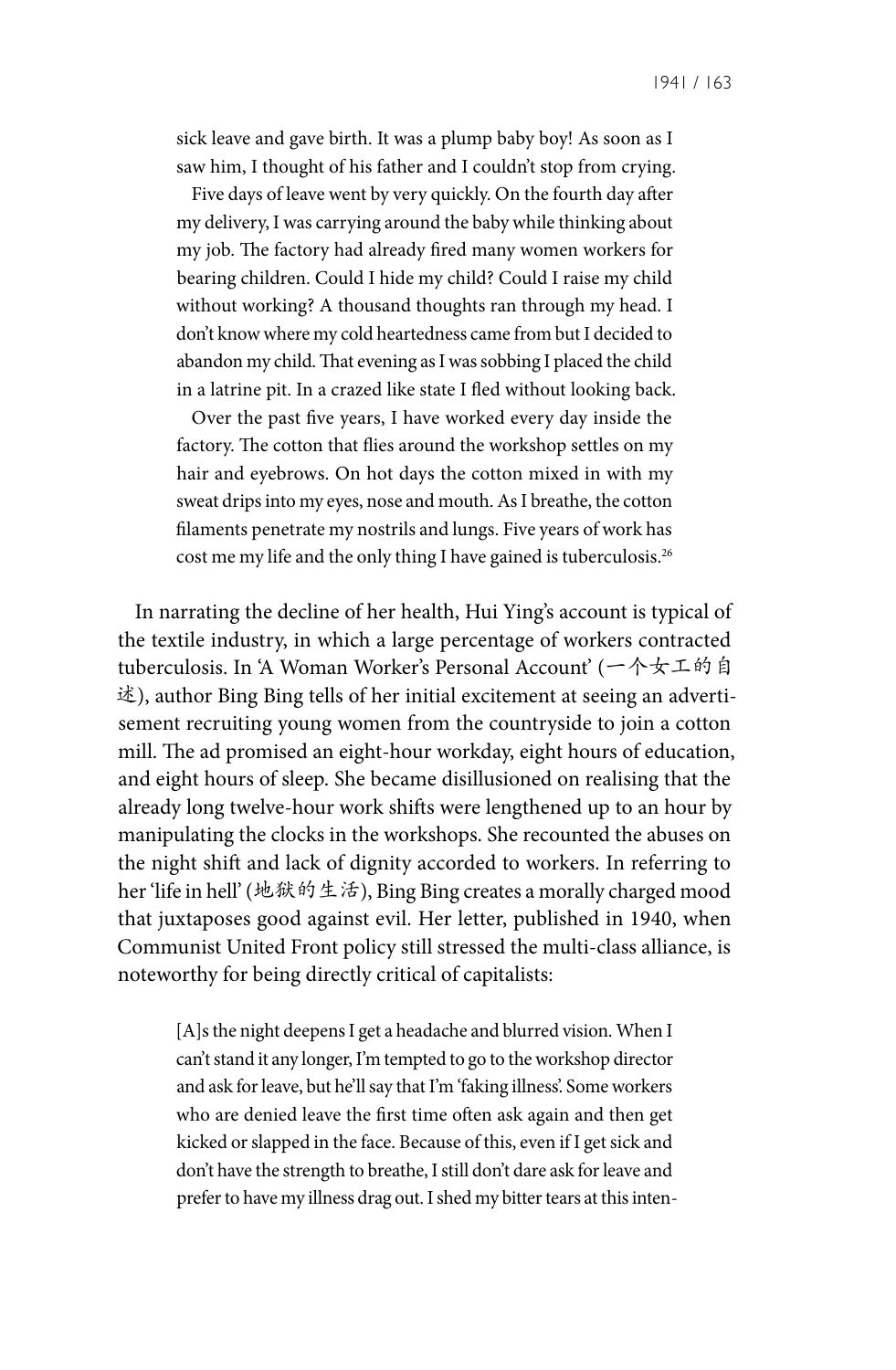> sick leave and gave birth. It was a plump baby boy! As soon as I saw him, I thought of his father and I couldn't stop from crying.
>
> Five days of leave went by very quickly. On the fourth day after my delivery, I was carrying around the baby while thinking about my job. The factory had already fired many women workers for bearing children. Could I hide my child? Could I raise my child without working? A thousand thoughts ran through my head. I don't know where my cold heartedness came from but I decided to abandon my child. That evening as I was sobbing I placed the child in a latrine pit. In a crazed like state I fled without looking back.
>
> Over the past five years, I have worked every day inside the factory. The cotton that flies around the workshop settles on my hair and eyebrows. On hot days the cotton mixed in with my sweat drips into my eyes, nose and mouth. As I breathe, the cotton filaments penetrate my nostrils and lungs. Five years of work has cost me my life and the only thing I have gained is tuberculosis.[26]

In narrating the decline of her health, Hui Ying's account is typical of the textile industry, in which a large percentage of workers contracted tuberculosis. In 'A Woman Worker's Personal Account' (一个女工的自述), author Bing Bing tells of her initial excitement at seeing an advertisement recruiting young women from the countryside to join a cotton mill. The ad promised an eight-hour workday, eight hours of education, and eight hours of sleep. She became disillusioned on realising that the already long twelve-hour work shifts were lengthened up to an hour by manipulating the clocks in the workshops. She recounted the abuses on the night shift and lack of dignity accorded to workers. In referring to her 'life in hell' (地狱的生活), Bing Bing creates a morally charged mood that juxtaposes good against evil. Her letter, published in 1940, when Communist United Front policy still stressed the multi-class alliance, is noteworthy for being directly critical of capitalists:

> [A]s the night deepens I get a headache and blurred vision. When I can't stand it any longer, I'm tempted to go to the workshop director and ask for leave, but he'll say that I'm 'faking illness'. Some workers who are denied leave the first time often ask again and then get kicked or slapped in the face. Because of this, even if I get sick and don't have the strength to breathe, I still don't dare ask for leave and prefer to have my illness drag out. I shed my bitter tears at this inten-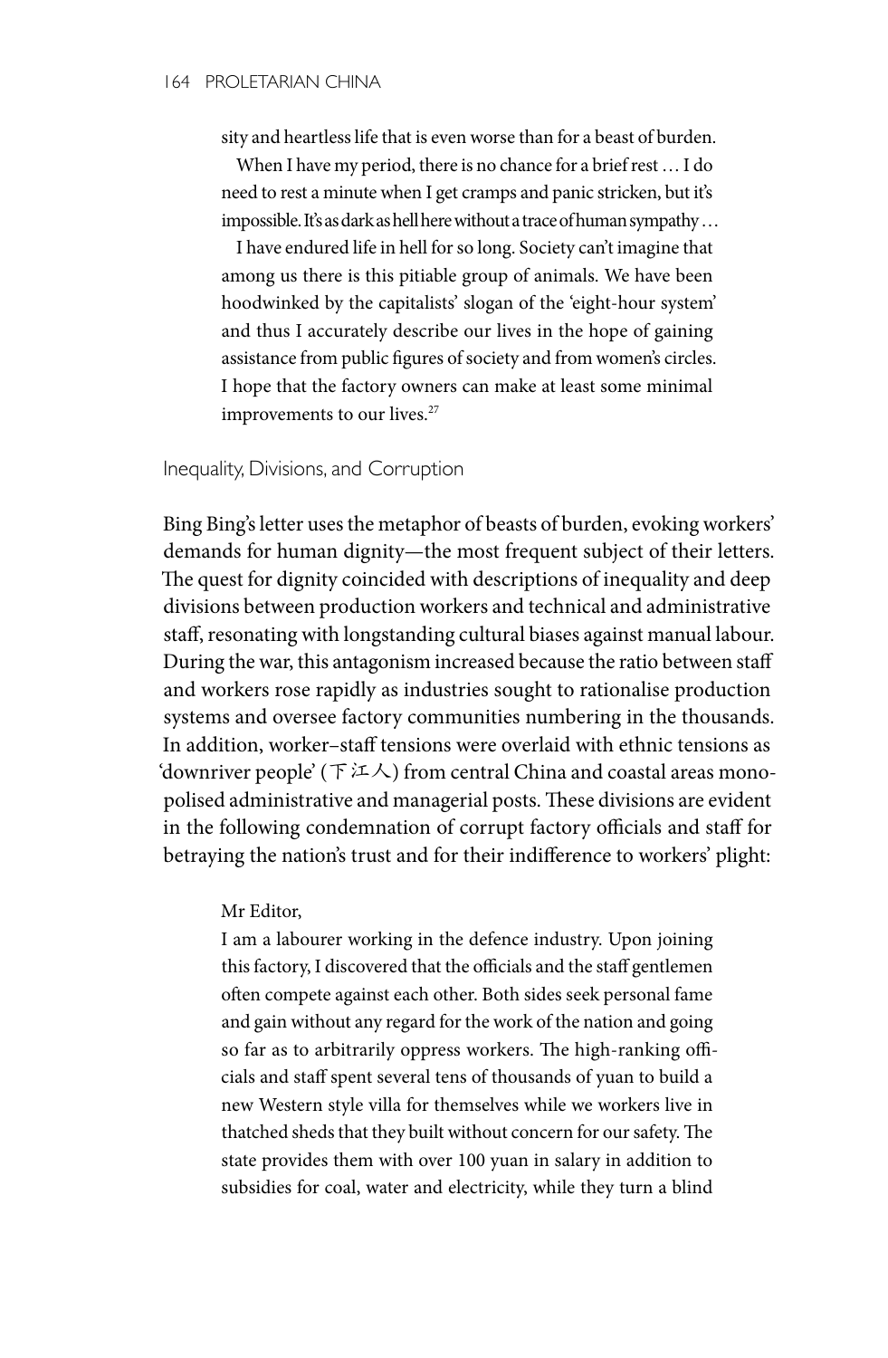sity and heartless life that is even worse than for a beast of burden.

When I have my period, there is no chance for a brief rest … I do need to rest a minute when I get cramps and panic stricken, but it's impossible. It's as dark as hell here without a trace of human sympathy …

I have endured life in hell for so long. Society can't imagine that among us there is this pitiable group of animals. We have been hoodwinked by the capitalists' slogan of the 'eight-hour system' and thus I accurately describe our lives in the hope of gaining assistance from public figures of society and from women's circles. I hope that the factory owners can make at least some minimal improvements to our lives.[27]

### Inequality, Divisions, and Corruption

Bing Bing's letter uses the metaphor of beasts of burden, evoking workers' demands for human dignity—the most frequent subject of their letters. The quest for dignity coincided with descriptions of inequality and deep divisions between production workers and technical and administrative staff, resonating with longstanding cultural biases against manual labour. During the war, this antagonism increased because the ratio between staff and workers rose rapidly as industries sought to rationalise production systems and oversee factory communities numbering in the thousands. In addition, worker–staff tensions were overlaid with ethnic tensions as 'downriver people' (下江人) from central China and coastal areas monopolised administrative and managerial posts. These divisions are evident in the following condemnation of corrupt factory officials and staff for betraying the nation's trust and for their indifference to workers' plight:

Mr Editor,

I am a labourer working in the defence industry. Upon joining this factory, I discovered that the officials and the staff gentlemen often compete against each other. Both sides seek personal fame and gain without any regard for the work of the nation and going so far as to arbitrarily oppress workers. The high-ranking officials and staff spent several tens of thousands of yuan to build a new Western style villa for themselves while we workers live in thatched sheds that they built without concern for our safety. The state provides them with over 100 yuan in salary in addition to subsidies for coal, water and electricity, while they turn a blind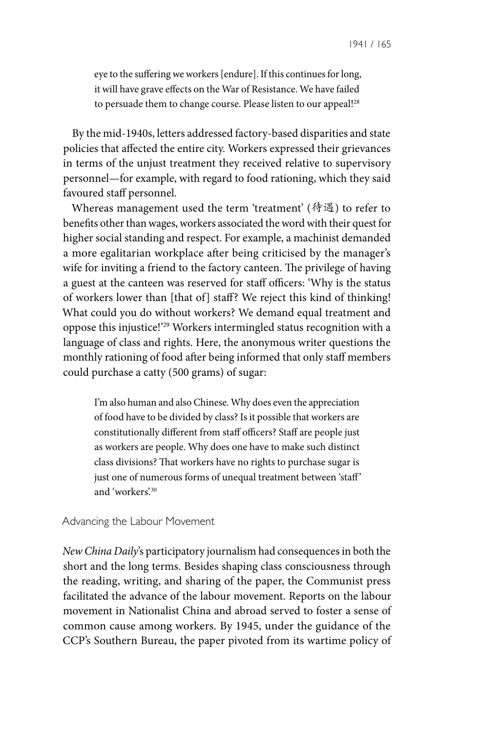> eye to the suffering we workers [endure]. If this continues for long, it will have grave effects on the War of Resistance. We have failed to persuade them to change course. Please listen to our appeal![28]

By the mid-1940s, letters addressed factory-based disparities and state policies that affected the entire city. Workers expressed their grievances in terms of the unjust treatment they received relative to supervisory personnel—for example, with regard to food rationing, which they said favoured staff personnel.

Whereas management used the term 'treatment' (待遇) to refer to benefits other than wages, workers associated the word with their quest for higher social standing and respect. For example, a machinist demanded a more egalitarian workplace after being criticised by the manager's wife for inviting a friend to the factory canteen. The privilege of having a guest at the canteen was reserved for staff officers: 'Why is the status of workers lower than [that of] staff? We reject this kind of thinking! What could you do without workers? We demand equal treatment and oppose this injustice!'[29] Workers intermingled status recognition with a language of class and rights. Here, the anonymous writer questions the monthly rationing of food after being informed that only staff members could purchase a catty (500 grams) of sugar:

> I'm also human and also Chinese. Why does even the appreciation of food have to be divided by class? Is it possible that workers are constitutionally different from staff officers? Staff are people just as workers are people. Why does one have to make such distinct class divisions? That workers have no rights to purchase sugar is just one of numerous forms of unequal treatment between 'staff' and 'workers'.[30]

## Advancing the Labour Movement

*New China Daily*'s participatory journalism had consequences in both the short and the long terms. Besides shaping class consciousness through the reading, writing, and sharing of the paper, the Communist press facilitated the advance of the labour movement. Reports on the labour movement in Nationalist China and abroad served to foster a sense of common cause among workers. By 1945, under the guidance of the CCP's Southern Bureau, the paper pivoted from its wartime policy of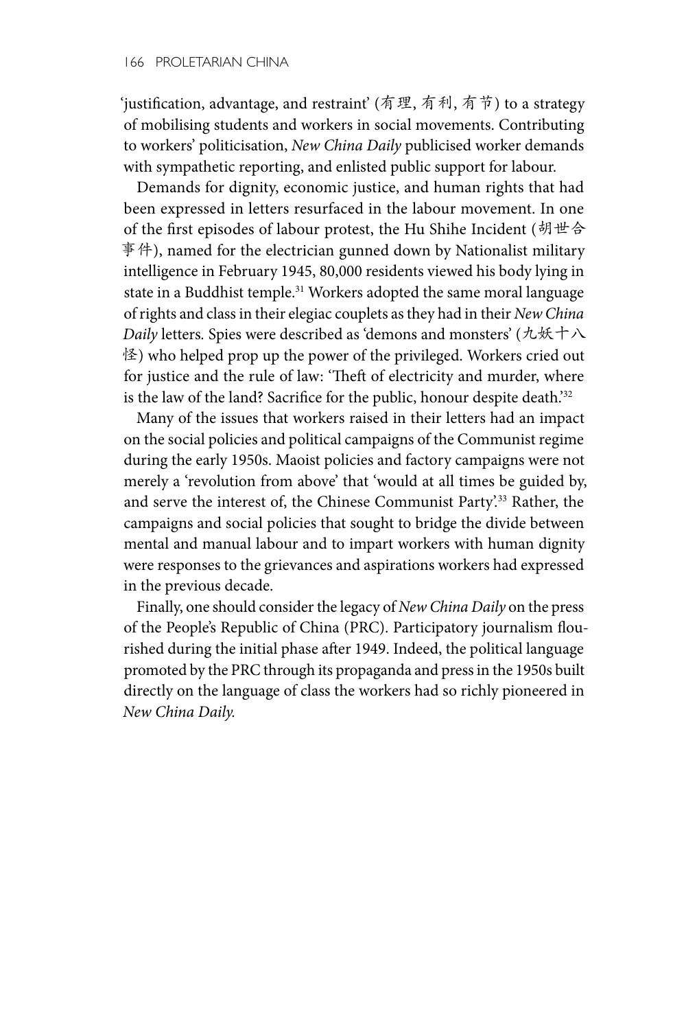'justification, advantage, and restraint' (有理, 有利, 有节) to a strategy of mobilising students and workers in social movements. Contributing to workers' politicisation, *New China Daily* publicised worker demands with sympathetic reporting, and enlisted public support for labour.

Demands for dignity, economic justice, and human rights that had been expressed in letters resurfaced in the labour movement. In one of the first episodes of labour protest, the Hu Shihe Incident (胡世合事件), named for the electrician gunned down by Nationalist military intelligence in February 1945, 80,000 residents viewed his body lying in state in a Buddhist temple.[31] Workers adopted the same moral language of rights and class in their elegiac couplets as they had in their *New China Daily* letters. Spies were described as 'demons and monsters' (九妖十八怪) who helped prop up the power of the privileged. Workers cried out for justice and the rule of law: 'Theft of electricity and murder, where is the law of the land? Sacrifice for the public, honour despite death.'[32]

Many of the issues that workers raised in their letters had an impact on the social policies and political campaigns of the Communist regime during the early 1950s. Maoist policies and factory campaigns were not merely a 'revolution from above' that 'would at all times be guided by, and serve the interest of, the Chinese Communist Party'.[33] Rather, the campaigns and social policies that sought to bridge the divide between mental and manual labour and to impart workers with human dignity were responses to the grievances and aspirations workers had expressed in the previous decade.

Finally, one should consider the legacy of *New China Daily* on the press of the People's Republic of China (PRC). Participatory journalism flourished during the initial phase after 1949. Indeed, the political language promoted by the PRC through its propaganda and press in the 1950s built directly on the language of class the workers had so richly pioneered in *New China Daily.*